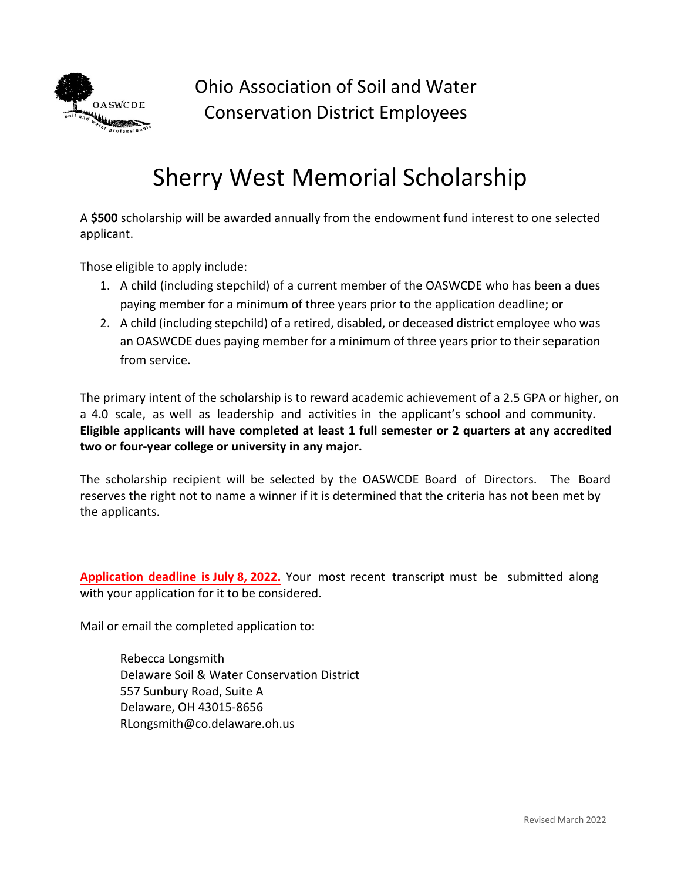Ohio Association of Soil and Water Conservation District Employees

# Sherry West Memorial Scholarship

A **$500** scholarship will be awarded annually from the endowment fund interest to one selected applicant.

Those eligible to apply include:

1. A child (including stepchild) of a current member of the OASWCDE who has been a dues paying member for a minimum of three years prior to the application deadline; or
2. A child (including stepchild) of a retired, disabled, or deceased district employee who was an OASWCDE dues paying member for a minimum of three years prior to their separation from service.

The primary intent of the scholarship is to reward academic achievement of a 2.5 GPA or higher, on a 4.0 scale, as well as leadership and activities in the applicant's school and community. **Eligible applicants will have completed at least 1 full semester or 2 quarters at any accredited two or four-year college or university in any major.**

The scholarship recipient will be selected by the OASWCDE Board of Directors. The Board reserves the right not to name a winner if it is determined that the criteria has not been met by the applicants.

**Application deadline is July 8, 2022.** Your most recent transcript must be submitted along with your application for it to be considered.

Mail or email the completed application to:

Rebecca Longsmith
Delaware Soil & Water Conservation District
557 Sunbury Road, Suite A
Delaware, OH 43015-8656
RLongsmith@co.delaware.oh.us

Revised March 2022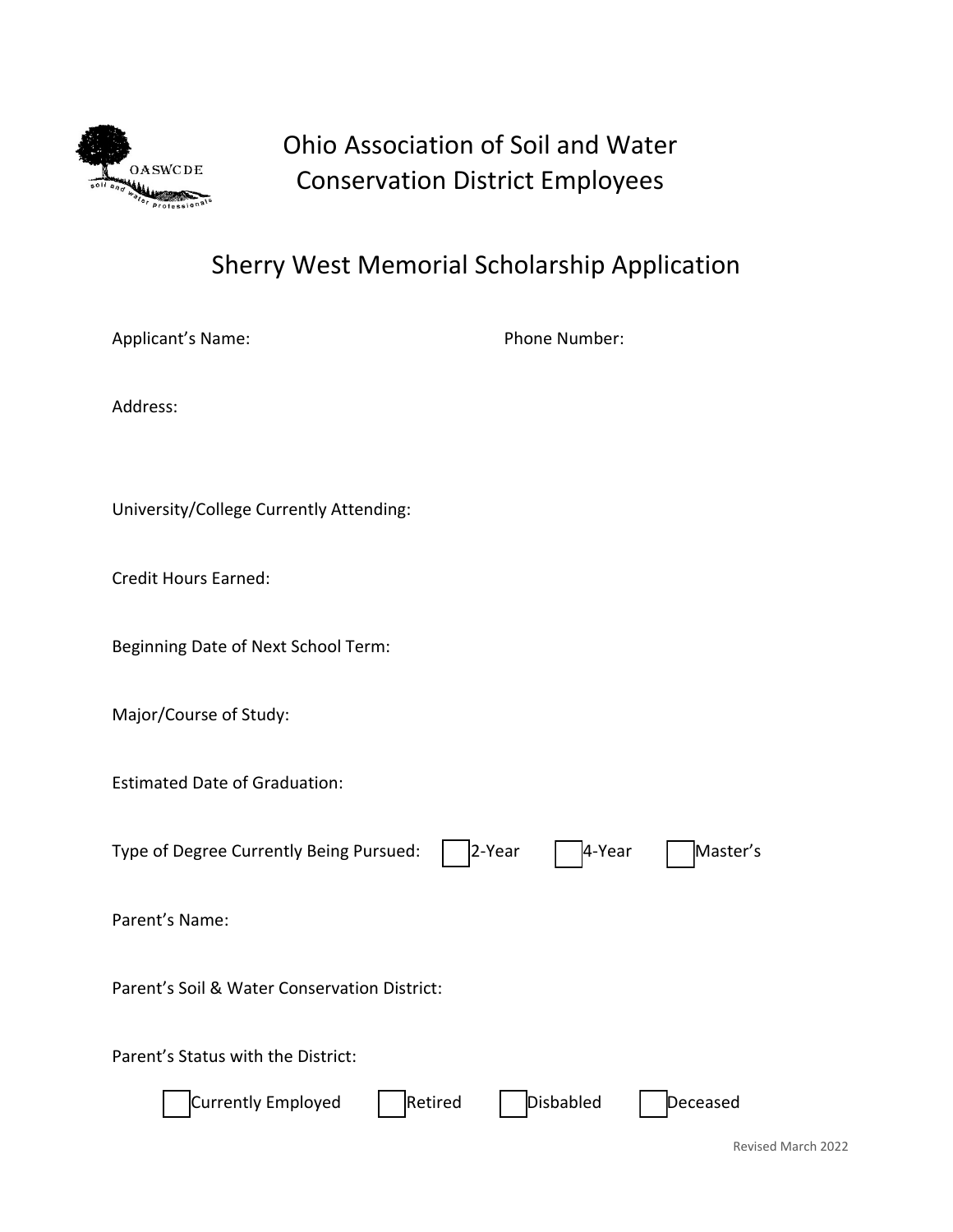# Ohio Association of Soil and Water Conservation District Employees

## Sherry West Memorial Scholarship Application

Applicant's Name: Phone Number:

Address:

University/College Currently Attending:

Credit Hours Earned:

Beginning Date of Next School Term:

Major/Course of Study:

Estimated Date of Graduation:

Type of Degree Currently Being Pursued: ☐ 2-Year ☐ 4-Year ☐ Master's

Parent's Name:

Parent's Soil & Water Conservation District:

Parent's Status with the District:

☐ Currently Employed ☐ Retired ☐ Disbabled ☐ Deceased

Revised March 2022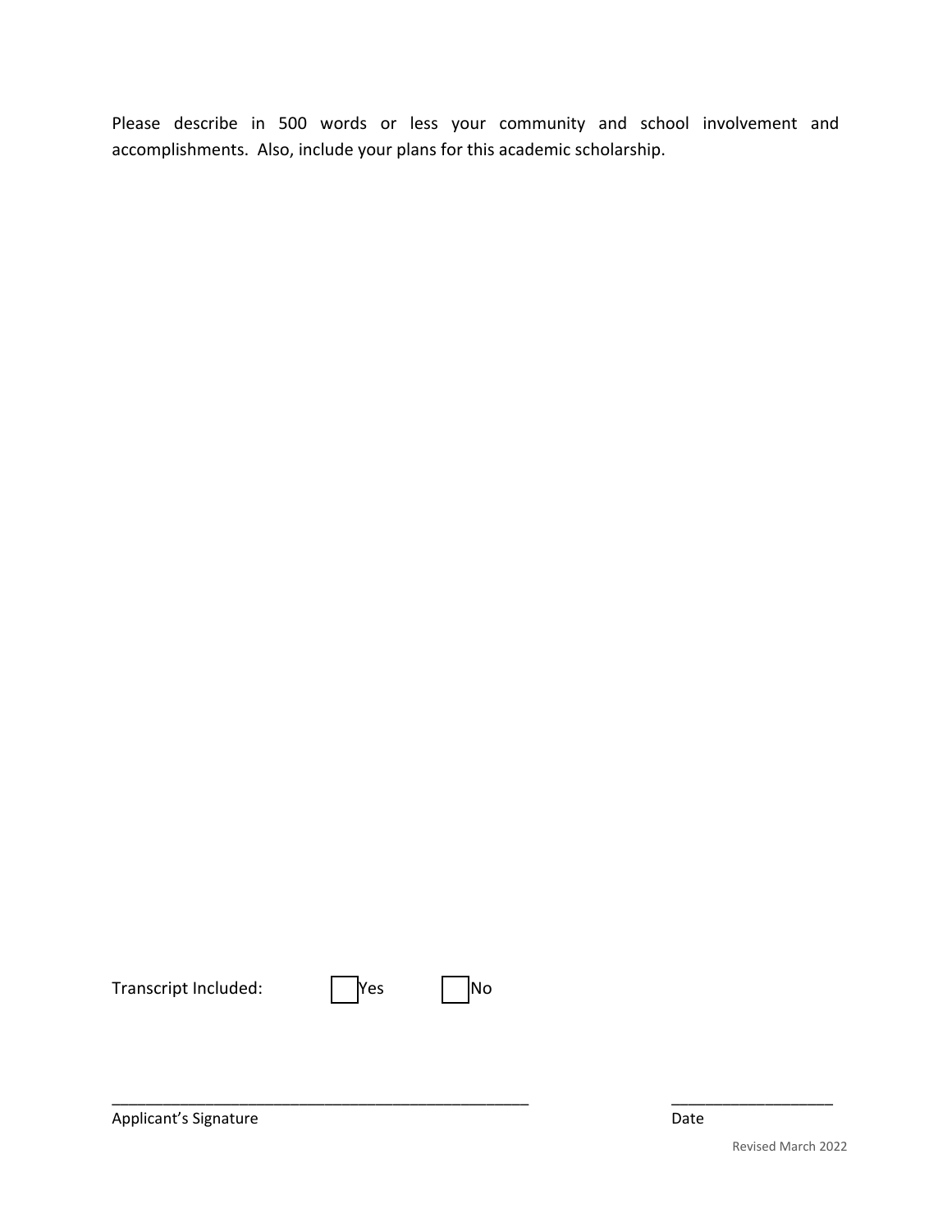Please describe in 500 words or less your community and school involvement and accomplishments. Also, include your plans for this academic scholarship.

Transcript Included: ☐ Yes ☐ No

\_\_\_\_\_\_\_\_\_\_\_\_\_\_\_\_\_\_\_\_\_\_\_\_\_\_\_\_\_\_\_\_\_\_\_\_\_\_\_\_\_\_\_\_\_\_\_\_\_\_ \_\_\_\_\_\_\_\_\_\_\_\_\_\_\_\_\_\_\_\_

Applicant's Signature Date

Revised March 2022